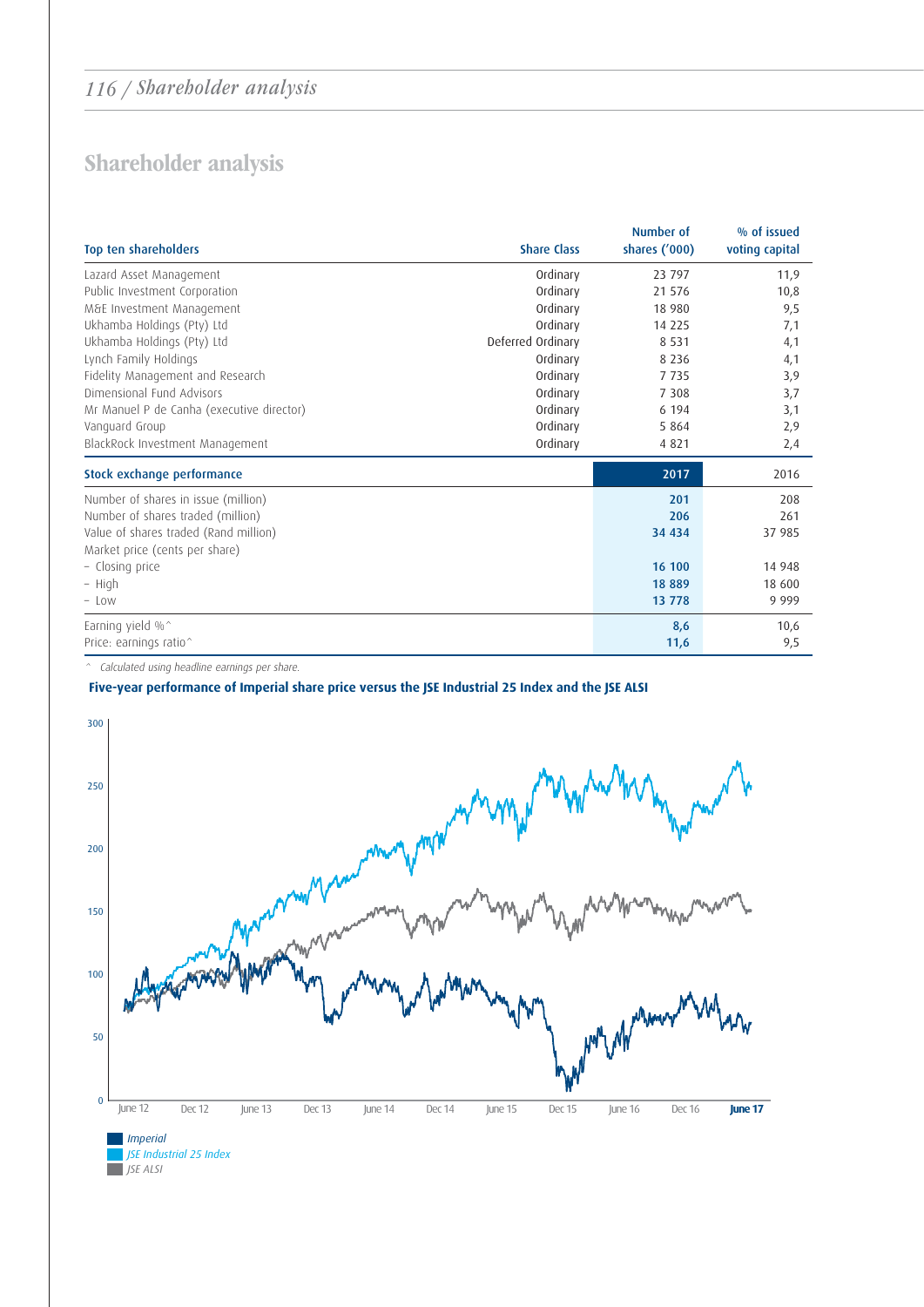# Shareholder analysis

| Top ten shareholders | Share Class | Number of shares ('000) | % of issued voting capital |
|---|---|---|---|
| Lazard Asset Management | Ordinary | 23 797 | 11,9 |
| Public Investment Corporation | Ordinary | 21 576 | 10,8 |
| M&E Investment Management | Ordinary | 18 980 | 9,5 |
| Ukhamba Holdings (Pty) Ltd | Ordinary | 14 225 | 7,1 |
| Ukhamba Holdings (Pty) Ltd | Deferred Ordinary | 8 531 | 4,1 |
| Lynch Family Holdings | Ordinary | 8 236 | 4,1 |
| Fidelity Management and Research | Ordinary | 7 735 | 3,9 |
| Dimensional Fund Advisors | Ordinary | 7 308 | 3,7 |
| Mr Manuel P de Canha (executive director) | Ordinary | 6 194 | 3,1 |
| Vanguard Group | Ordinary | 5 864 | 2,9 |
| BlackRock Investment Management | Ordinary | 4 821 | 2,4 |

| Stock exchange performance | 2017 | 2016 |
|---|---|---|
| Number of shares in issue (million) | 201 | 208 |
| Number of shares traded (million) | 206 | 261 |
| Value of shares traded (Rand million) | 34 434 | 37 985 |
| Market price (cents per share) | | |
| – Closing price | 16 100 | 14 948 |
| – High | 18 889 | 18 600 |
| – Low | 13 778 | 9 999 |
| Earning yield %^ | 8,6 | 10,6 |
| Price: earnings ratio^ | 11,6 | 9,5 |

^ *Calculated using headline earnings per share.*

**Five-year performance of Imperial share price versus the JSE Industrial 25 Index and the JSE ALSI**

Legend: *Imperial*, *JSE Industrial 25 Index*, *JSE ALSI*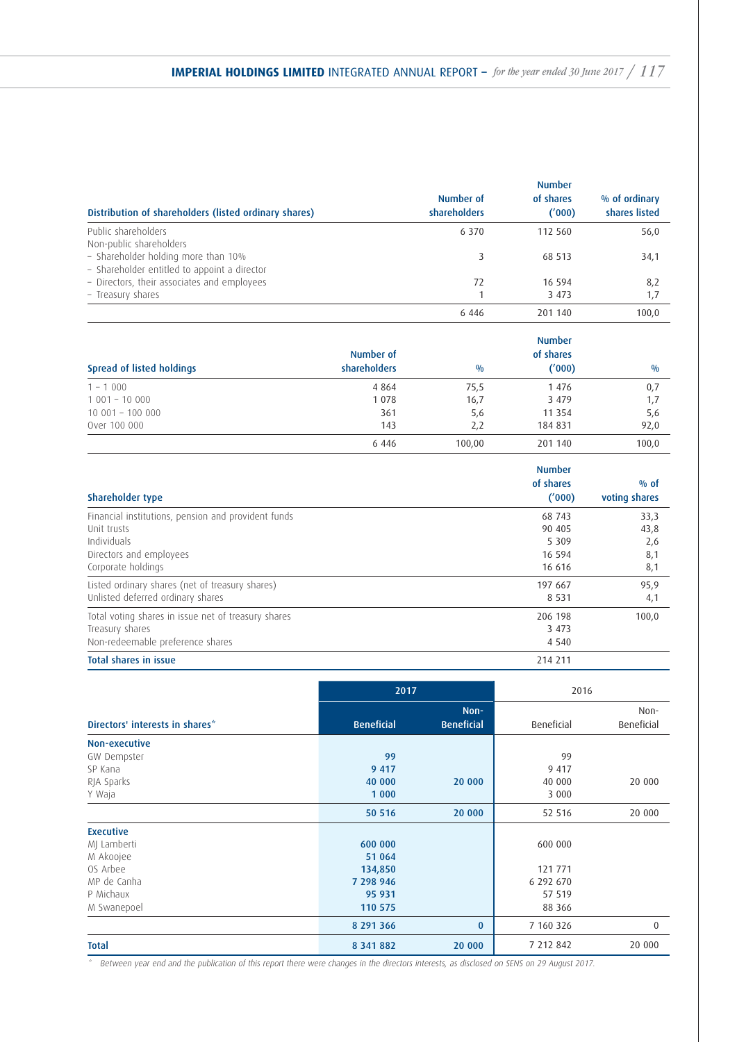| Distribution of shareholders (listed ordinary shares) | Number of shareholders | Number of shares ('000) | % of ordinary shares listed |
|---|---|---|---|
| Public shareholders | 6 370 | 112 560 | 56,0 |
| Non-public shareholders | | | |
| – Shareholder holding more than 10% | 3 | 68 513 | 34,1 |
| – Shareholder entitled to appoint a director | | | |
| – Directors, their associates and employees | 72 | 16 594 | 8,2 |
| – Treasury shares | 1 | 3 473 | 1,7 |
| | 6 446 | 201 140 | 100,0 |

| Spread of listed holdings | Number of shareholders | % | Number of shares ('000) | % |
|---|---|---|---|---|
| 1 – 1 000 | 4 864 | 75,5 | 1 476 | 0,7 |
| 1 001 – 10 000 | 1 078 | 16,7 | 3 479 | 1,7 |
| 10 001 – 100 000 | 361 | 5,6 | 11 354 | 5,6 |
| Over 100 000 | 143 | 2,2 | 184 831 | 92,0 |
| | 6 446 | 100,00 | 201 140 | 100,0 |

| Shareholder type | Number of shares ('000) | % of voting shares |
|---|---|---|
| Financial institutions, pension and provident funds | 68 743 | 33,3 |
| Unit trusts | 90 405 | 43,8 |
| Individuals | 5 309 | 2,6 |
| Directors and employees | 16 594 | 8,1 |
| Corporate holdings | 16 616 | 8,1 |
| Listed ordinary shares (net of treasury shares) | 197 667 | 95,9 |
| Unlisted deferred ordinary shares | 8 531 | 4,1 |
| Total voting shares in issue net of treasury shares | 206 198 | 100,0 |
| Treasury shares | 3 473 | |
| Non-redeemable preference shares | 4 540 | |
| **Total shares in issue** | 214 211 | |

| | 2017 | | 2016 | |
|---|---|---|---|---|
| Directors' interests in shares* | Beneficial | Non-Beneficial | Beneficial | Non-Beneficial |
| **Non-executive** | | | | |
| GW Dempster | 99 | | 99 | |
| SP Kana | 9 417 | | 9 417 | |
| RJA Sparks | 40 000 | 20 000 | 40 000 | 20 000 |
| Y Waja | 1 000 | | 3 000 | |
| | 50 516 | 20 000 | 52 516 | 20 000 |
| **Executive** | | | | |
| MJ Lamberti | 600 000 | | 600 000 | |
| M Akoojee | 51 064 | | | |
| OS Arbee | 134,850 | | 121 771 | |
| MP de Canha | 7 298 946 | | 6 292 670 | |
| P Michaux | 95 931 | | 57 519 | |
| M Swanepoel | 110 575 | | 88 366 | |
| | 8 291 366 | 0 | 7 160 326 | 0 |
| **Total** | 8 341 882 | 20 000 | 7 212 842 | 20 000 |

\* *Between year end and the publication of this report there were changes in the directors interests, as disclosed on SENS on 29 August 2017.*